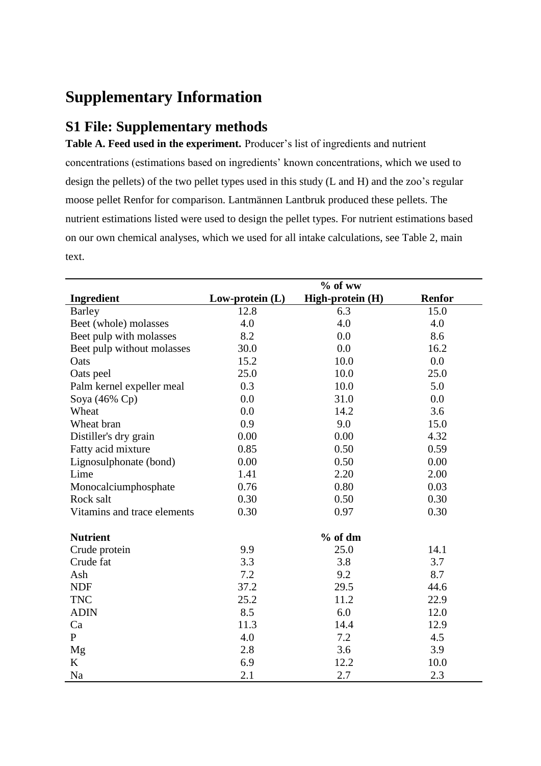# Supplementary Information

## S1 File: Supplementary methods

**Table A. Feed used in the experiment.** Producer's list of ingredients and nutrient concentrations (estimations based on ingredients' known concentrations, which we used to design the pellets) of the two pellet types used in this study (L and H) and the zoo's regular moose pellet Renfor for comparison. Lantmännen Lantbruk produced these pellets. The nutrient estimations listed were used to design the pellet types. For nutrient estimations based on our own chemical analyses, which we used for all intake calculations, see Table 2, main text.

| | % of ww | | |
|---|---|---|---|
| **Ingredient** | **Low-protein (L)** | **High-protein (H)** | **Renfor** |
| Barley | 12.8 | 6.3 | 15.0 |
| Beet (whole) molasses | 4.0 | 4.0 | 4.0 |
| Beet pulp with molasses | 8.2 | 0.0 | 8.6 |
| Beet pulp without molasses | 30.0 | 0.0 | 16.2 |
| Oats | 15.2 | 10.0 | 0.0 |
| Oats peel | 25.0 | 10.0 | 25.0 |
| Palm kernel expeller meal | 0.3 | 10.0 | 5.0 |
| Soya (46% Cp) | 0.0 | 31.0 | 0.0 |
| Wheat | 0.0 | 14.2 | 3.6 |
| Wheat bran | 0.9 | 9.0 | 15.0 |
| Distiller's dry grain | 0.00 | 0.00 | 4.32 |
| Fatty acid mixture | 0.85 | 0.50 | 0.59 |
| Lignosulphonate (bond) | 0.00 | 0.50 | 0.00 |
| Lime | 1.41 | 2.20 | 2.00 |
| Monocalciumphosphate | 0.76 | 0.80 | 0.03 |
| Rock salt | 0.30 | 0.50 | 0.30 |
| Vitamins and trace elements | 0.30 | 0.97 | 0.30 |
| **Nutrient** | | % of dm | |
| Crude protein | 9.9 | 25.0 | 14.1 |
| Crude fat | 3.3 | 3.8 | 3.7 |
| Ash | 7.2 | 9.2 | 8.7 |
| NDF | 37.2 | 29.5 | 44.6 |
| TNC | 25.2 | 11.2 | 22.9 |
| ADIN | 8.5 | 6.0 | 12.0 |
| Ca | 11.3 | 14.4 | 12.9 |
| P | 4.0 | 7.2 | 4.5 |
| Mg | 2.8 | 3.6 | 3.9 |
| K | 6.9 | 12.2 | 10.0 |
| Na | 2.1 | 2.7 | 2.3 |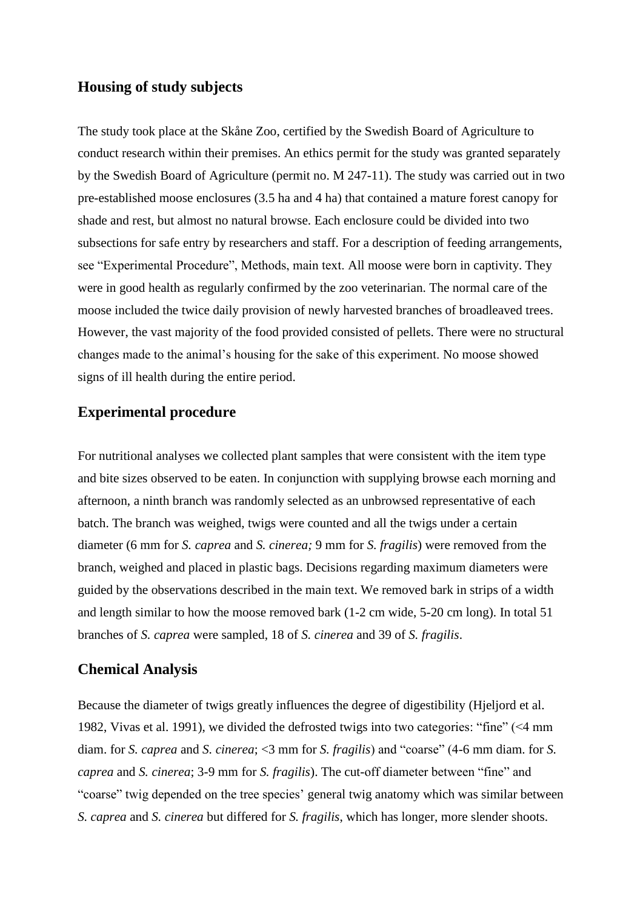## Housing of study subjects

The study took place at the Skåne Zoo, certified by the Swedish Board of Agriculture to conduct research within their premises. An ethics permit for the study was granted separately by the Swedish Board of Agriculture (permit no. M 247-11). The study was carried out in two pre-established moose enclosures (3.5 ha and 4 ha) that contained a mature forest canopy for shade and rest, but almost no natural browse. Each enclosure could be divided into two subsections for safe entry by researchers and staff. For a description of feeding arrangements, see "Experimental Procedure", Methods, main text. All moose were born in captivity. They were in good health as regularly confirmed by the zoo veterinarian. The normal care of the moose included the twice daily provision of newly harvested branches of broadleaved trees. However, the vast majority of the food provided consisted of pellets. There were no structural changes made to the animal's housing for the sake of this experiment. No moose showed signs of ill health during the entire period.

## Experimental procedure

For nutritional analyses we collected plant samples that were consistent with the item type and bite sizes observed to be eaten. In conjunction with supplying browse each morning and afternoon, a ninth branch was randomly selected as an unbrowsed representative of each batch. The branch was weighed, twigs were counted and all the twigs under a certain diameter (6 mm for *S. caprea* and *S. cinerea;* 9 mm for *S. fragilis*) were removed from the branch, weighed and placed in plastic bags. Decisions regarding maximum diameters were guided by the observations described in the main text. We removed bark in strips of a width and length similar to how the moose removed bark (1-2 cm wide, 5-20 cm long). In total 51 branches of *S. caprea* were sampled, 18 of *S. cinerea* and 39 of *S. fragilis*.

## Chemical Analysis

Because the diameter of twigs greatly influences the degree of digestibility (Hjeljord et al. 1982, Vivas et al. 1991), we divided the defrosted twigs into two categories: "fine" (<4 mm diam. for *S. caprea* and *S. cinerea*; <3 mm for *S. fragilis*) and "coarse" (4-6 mm diam. for *S. caprea* and *S. cinerea*; 3-9 mm for *S. fragilis*). The cut-off diameter between "fine" and "coarse" twig depended on the tree species' general twig anatomy which was similar between *S. caprea* and *S. cinerea* but differed for *S. fragilis*, which has longer, more slender shoots.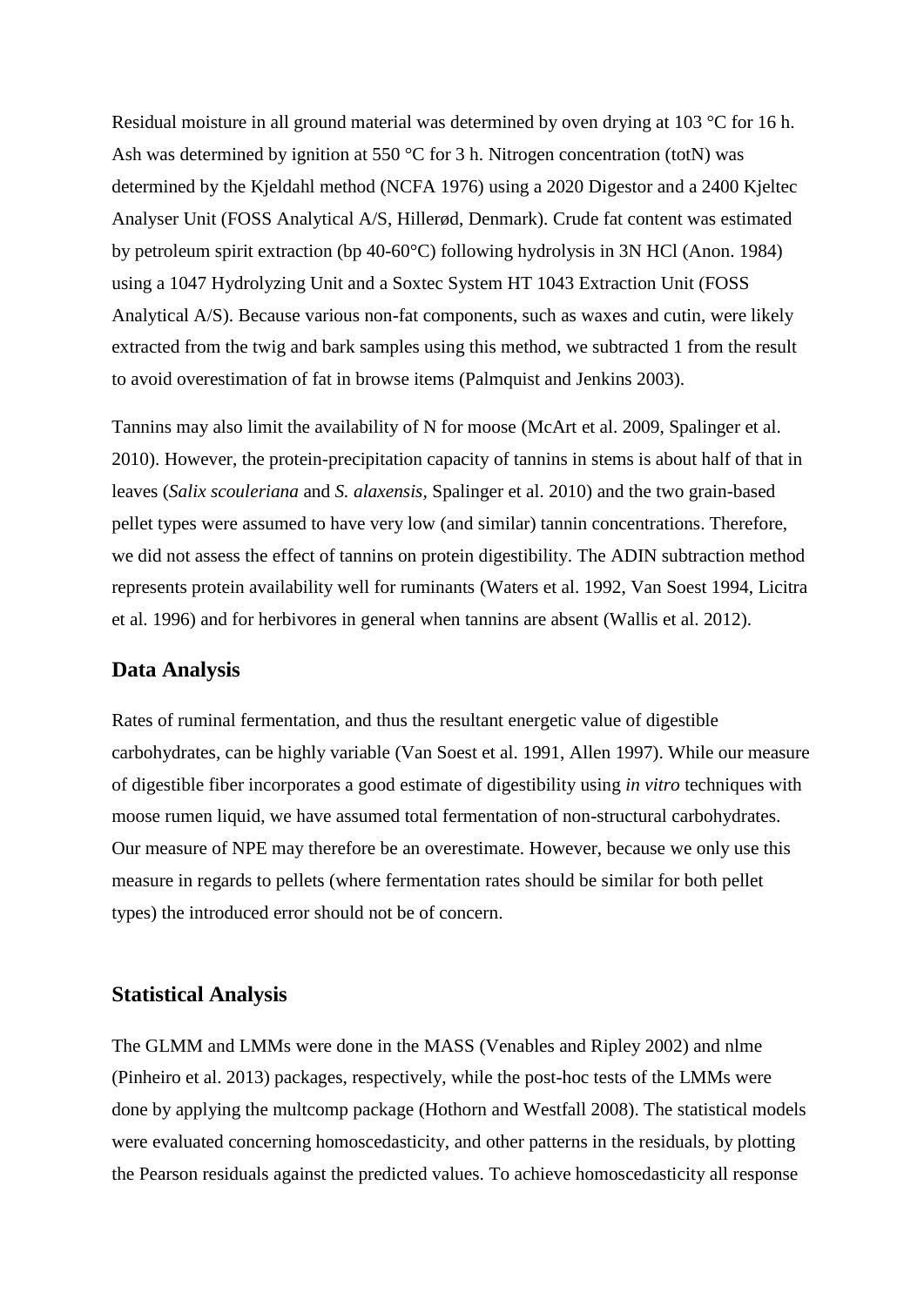Residual moisture in all ground material was determined by oven drying at 103 °C for 16 h. Ash was determined by ignition at 550 °C for 3 h. Nitrogen concentration (totN) was determined by the Kjeldahl method (NCFA 1976) using a 2020 Digestor and a 2400 Kjeltec Analyser Unit (FOSS Analytical A/S, Hillerød, Denmark). Crude fat content was estimated by petroleum spirit extraction (bp 40-60°C) following hydrolysis in 3N HCl (Anon. 1984) using a 1047 Hydrolyzing Unit and a Soxtec System HT 1043 Extraction Unit (FOSS Analytical A/S). Because various non-fat components, such as waxes and cutin, were likely extracted from the twig and bark samples using this method, we subtracted 1 from the result to avoid overestimation of fat in browse items (Palmquist and Jenkins 2003).

Tannins may also limit the availability of N for moose (McArt et al. 2009, Spalinger et al. 2010). However, the protein-precipitation capacity of tannins in stems is about half of that in leaves (*Salix scouleriana* and *S. alaxensis*, Spalinger et al. 2010) and the two grain-based pellet types were assumed to have very low (and similar) tannin concentrations. Therefore, we did not assess the effect of tannins on protein digestibility. The ADIN subtraction method represents protein availability well for ruminants (Waters et al. 1992, Van Soest 1994, Licitra et al. 1996) and for herbivores in general when tannins are absent (Wallis et al. 2012).

## Data Analysis

Rates of ruminal fermentation, and thus the resultant energetic value of digestible carbohydrates, can be highly variable (Van Soest et al. 1991, Allen 1997). While our measure of digestible fiber incorporates a good estimate of digestibility using *in vitro* techniques with moose rumen liquid, we have assumed total fermentation of non-structural carbohydrates. Our measure of NPE may therefore be an overestimate. However, because we only use this measure in regards to pellets (where fermentation rates should be similar for both pellet types) the introduced error should not be of concern.

## Statistical Analysis

The GLMM and LMMs were done in the MASS (Venables and Ripley 2002) and nlme (Pinheiro et al. 2013) packages, respectively, while the post-hoc tests of the LMMs were done by applying the multcomp package (Hothorn and Westfall 2008). The statistical models were evaluated concerning homoscedasticity, and other patterns in the residuals, by plotting the Pearson residuals against the predicted values. To achieve homoscedasticity all response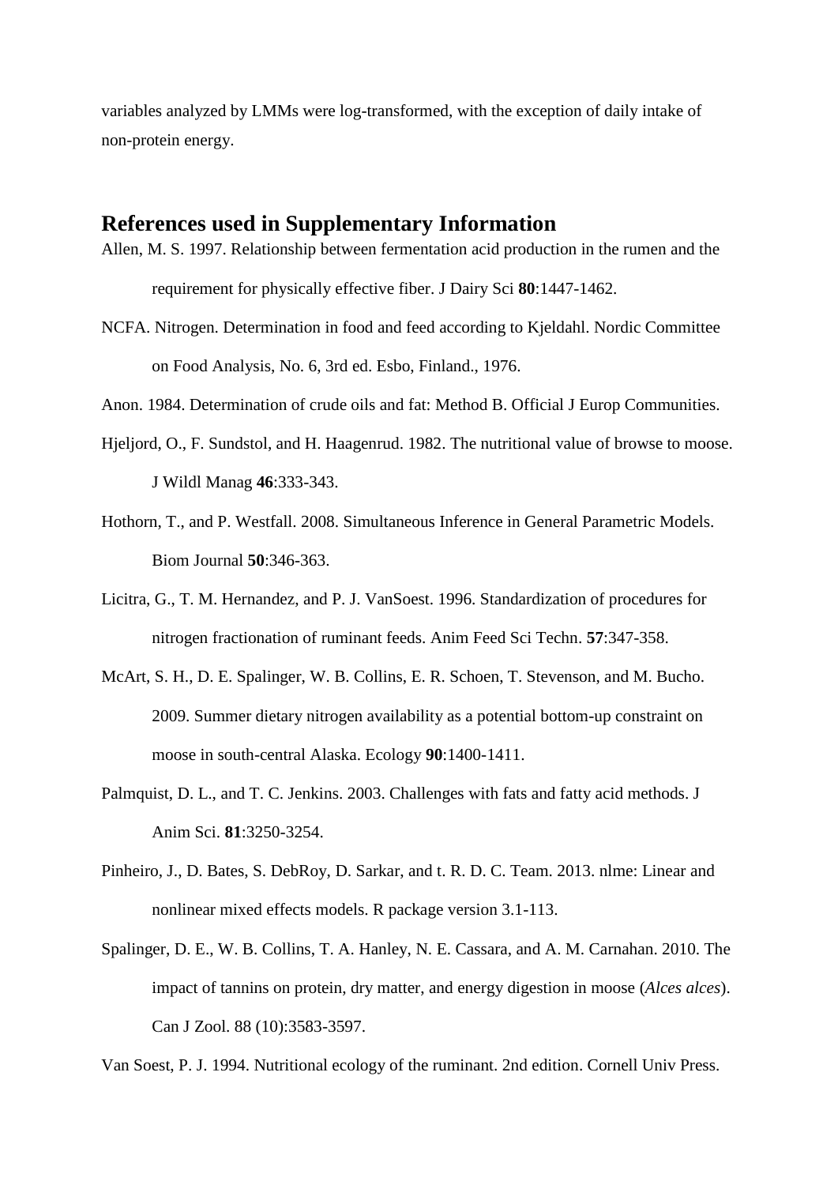variables analyzed by LMMs were log-transformed, with the exception of daily intake of non-protein energy.

## References used in Supplementary Information

Allen, M. S. 1997. Relationship between fermentation acid production in the rumen and the requirement for physically effective fiber. J Dairy Sci **80**:1447-1462.

NCFA. Nitrogen. Determination in food and feed according to Kjeldahl. Nordic Committee on Food Analysis, No. 6, 3rd ed. Esbo, Finland., 1976.

Anon. 1984. Determination of crude oils and fat: Method B. Official J Europ Communities.

Hjeljord, O., F. Sundstol, and H. Haagenrud. 1982. The nutritional value of browse to moose. J Wildl Manag **46**:333-343.

Hothorn, T., and P. Westfall. 2008. Simultaneous Inference in General Parametric Models. Biom Journal **50**:346-363.

Licitra, G., T. M. Hernandez, and P. J. VanSoest. 1996. Standardization of procedures for nitrogen fractionation of ruminant feeds. Anim Feed Sci Techn. **57**:347-358.

McArt, S. H., D. E. Spalinger, W. B. Collins, E. R. Schoen, T. Stevenson, and M. Bucho. 2009. Summer dietary nitrogen availability as a potential bottom-up constraint on moose in south-central Alaska. Ecology **90**:1400-1411.

Palmquist, D. L., and T. C. Jenkins. 2003. Challenges with fats and fatty acid methods. J Anim Sci. **81**:3250-3254.

Pinheiro, J., D. Bates, S. DebRoy, D. Sarkar, and t. R. D. C. Team. 2013. nlme: Linear and nonlinear mixed effects models. R package version 3.1-113.

Spalinger, D. E., W. B. Collins, T. A. Hanley, N. E. Cassara, and A. M. Carnahan. 2010. The impact of tannins on protein, dry matter, and energy digestion in moose (*Alces alces*). Can J Zool. 88 (10):3583-3597.

Van Soest, P. J. 1994. Nutritional ecology of the ruminant. 2nd edition. Cornell Univ Press.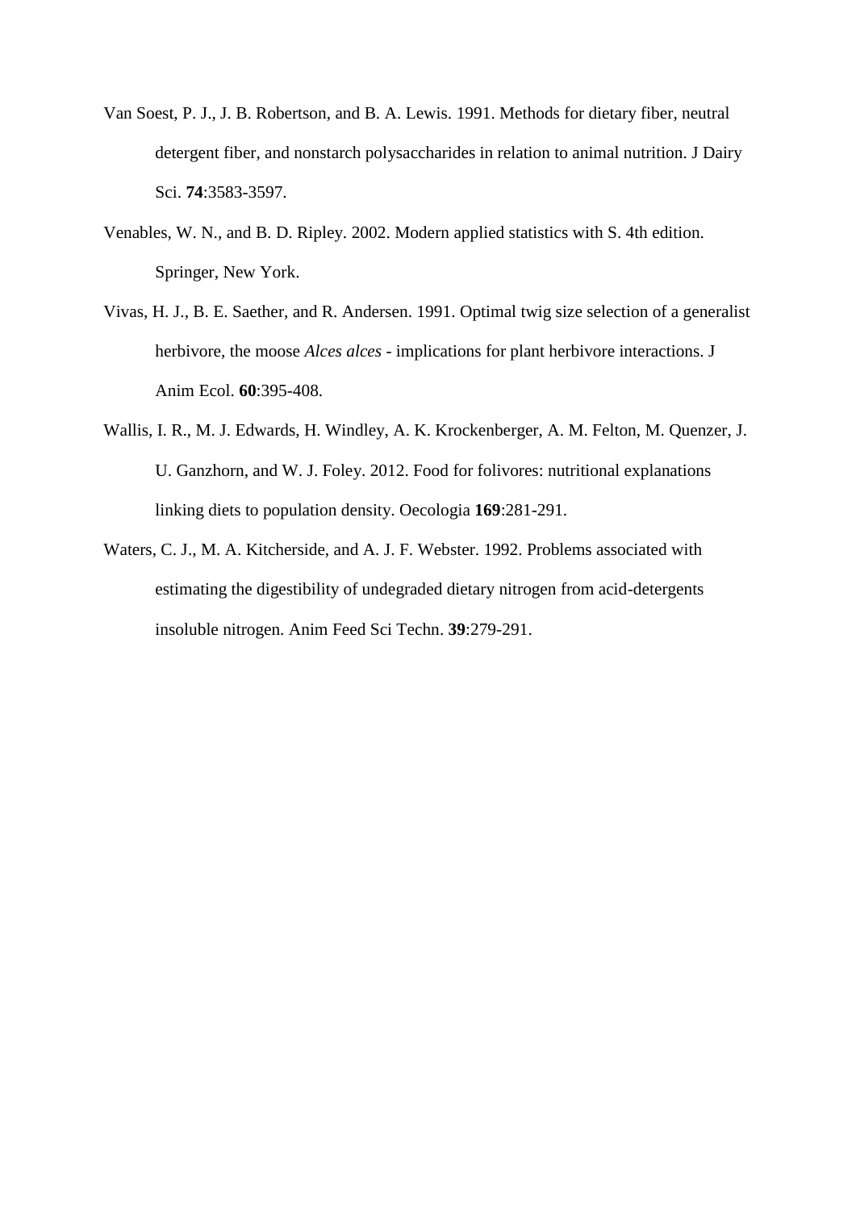Van Soest, P. J., J. B. Robertson, and B. A. Lewis. 1991. Methods for dietary fiber, neutral detergent fiber, and nonstarch polysaccharides in relation to animal nutrition. J Dairy Sci. **74**:3583-3597.

Venables, W. N., and B. D. Ripley. 2002. Modern applied statistics with S. 4th edition. Springer, New York.

Vivas, H. J., B. E. Saether, and R. Andersen. 1991. Optimal twig size selection of a generalist herbivore, the moose *Alces alces* - implications for plant herbivore interactions. J Anim Ecol. **60**:395-408.

Wallis, I. R., M. J. Edwards, H. Windley, A. K. Krockenberger, A. M. Felton, M. Quenzer, J. U. Ganzhorn, and W. J. Foley. 2012. Food for folivores: nutritional explanations linking diets to population density. Oecologia **169**:281-291.

Waters, C. J., M. A. Kitcherside, and A. J. F. Webster. 1992. Problems associated with estimating the digestibility of undegraded dietary nitrogen from acid-detergents insoluble nitrogen. Anim Feed Sci Techn. **39**:279-291.